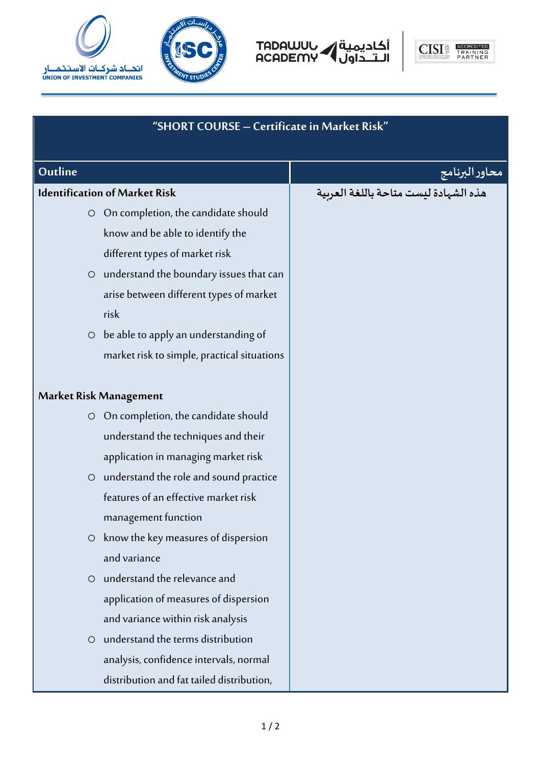اتحاد شركات الاستثمار
UNION OF INVESTMENT COMPANIES

TADAWUL ACADEMY أكاديمية التداول

CISI ACCREDITED TRAINING PARTNER

# "SHORT COURSE – Certificate in Market Risk"

| Outline | محاور البرنامج |
| --- | --- |
| **Identification of Market Risk**<br>○ On completion, the candidate should know and be able to identify the different types of market risk<br>○ understand the boundary issues that can arise between different types of market risk<br>○ be able to apply an understanding of market risk to simple, practical situations<br><br>**Market Risk Management**<br>○ On completion, the candidate should understand the techniques and their application in managing market risk<br>○ understand the role and sound practice features of an effective market risk management function<br>○ know the key measures of dispersion and variance<br>○ understand the relevance and application of measures of dispersion and variance within risk analysis<br>○ understand the terms distribution analysis, confidence intervals, normal distribution and fat tailed distribution, | هذه الشهادة ليست متاحة باللغة العربية |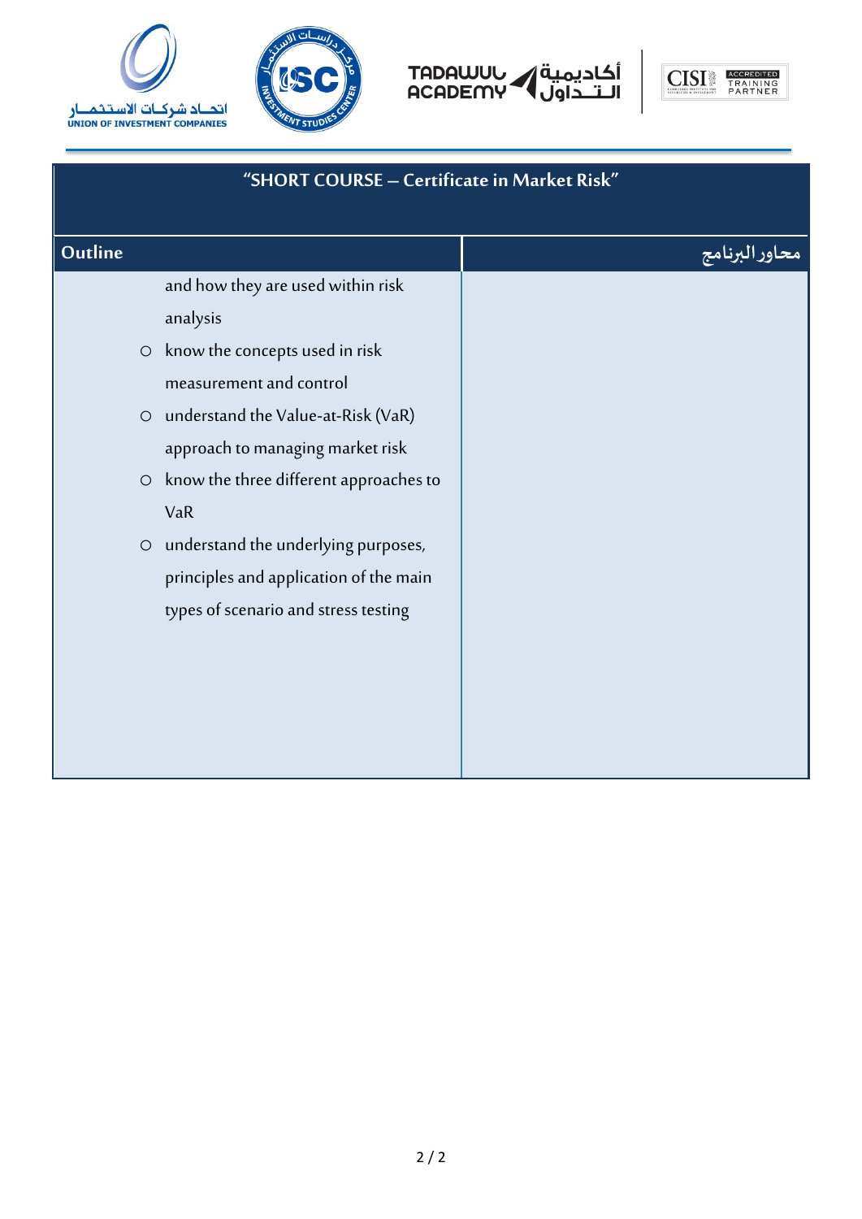## "SHORT COURSE – Certificate in Market Risk"

| Outline | محاور البرنامج |
| --- | --- |
| and how they are used within risk analysis<br>○ know the concepts used in risk measurement and control<br>○ understand the Value-at-Risk (VaR) approach to managing market risk<br>○ know the three different approaches to VaR<br>○ understand the underlying purposes, principles and application of the main types of scenario and stress testing | |